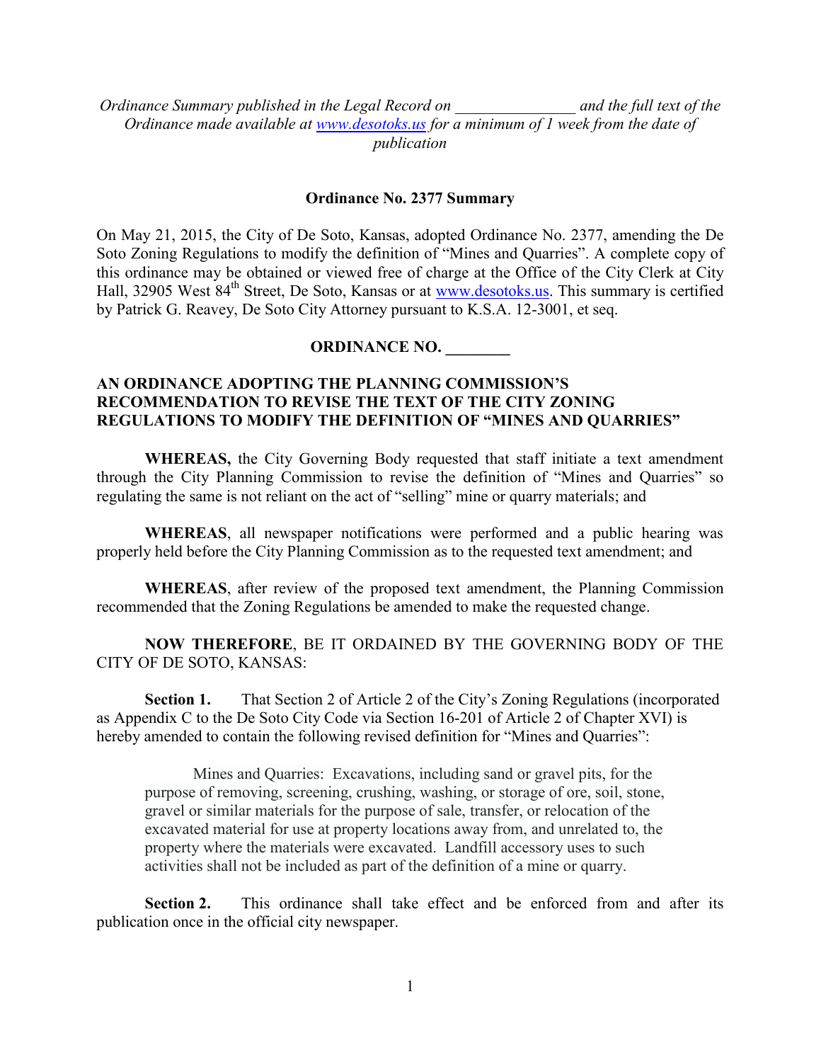*Ordinance Summary published in the Legal Record on \_\_\_\_\_\_\_\_\_\_\_\_\_\_\_ and the full text of the Ordinance made available at [www.desotoks.us](http://www.desotoks.us) for a minimum of 1 week from the date of publication*

**Ordinance No. 2377 Summary**

On May 21, 2015, the City of De Soto, Kansas, adopted Ordinance No. 2377, amending the De Soto Zoning Regulations to modify the definition of "Mines and Quarries". A complete copy of this ordinance may be obtained or viewed free of charge at the Office of the City Clerk at City Hall, 32905 West 84th Street, De Soto, Kansas or at [www.desotoks.us](http://www.desotoks.us). This summary is certified by Patrick G. Reavey, De Soto City Attorney pursuant to K.S.A. 12-3001, et seq.

**ORDINANCE NO. \_\_\_\_\_\_\_\_**

**AN ORDINANCE ADOPTING THE PLANNING COMMISSION'S RECOMMENDATION TO REVISE THE TEXT OF THE CITY ZONING REGULATIONS TO MODIFY THE DEFINITION OF "MINES AND QUARRIES"**

**WHEREAS,** the City Governing Body requested that staff initiate a text amendment through the City Planning Commission to revise the definition of "Mines and Quarries" so regulating the same is not reliant on the act of "selling" mine or quarry materials; and

**WHEREAS**, all newspaper notifications were performed and a public hearing was properly held before the City Planning Commission as to the requested text amendment; and

**WHEREAS**, after review of the proposed text amendment, the Planning Commission recommended that the Zoning Regulations be amended to make the requested change.

**NOW THEREFORE**, BE IT ORDAINED BY THE GOVERNING BODY OF THE CITY OF DE SOTO, KANSAS:

**Section 1.** That Section 2 of Article 2 of the City's Zoning Regulations (incorporated as Appendix C to the De Soto City Code via Section 16-201 of Article 2 of Chapter XVI) is hereby amended to contain the following revised definition for "Mines and Quarries":

> Mines and Quarries: Excavations, including sand or gravel pits, for the purpose of removing, screening, crushing, washing, or storage of ore, soil, stone, gravel or similar materials for the purpose of sale, transfer, or relocation of the excavated material for use at property locations away from, and unrelated to, the property where the materials were excavated. Landfill accessory uses to such activities shall not be included as part of the definition of a mine or quarry.

**Section 2.** This ordinance shall take effect and be enforced from and after its publication once in the official city newspaper.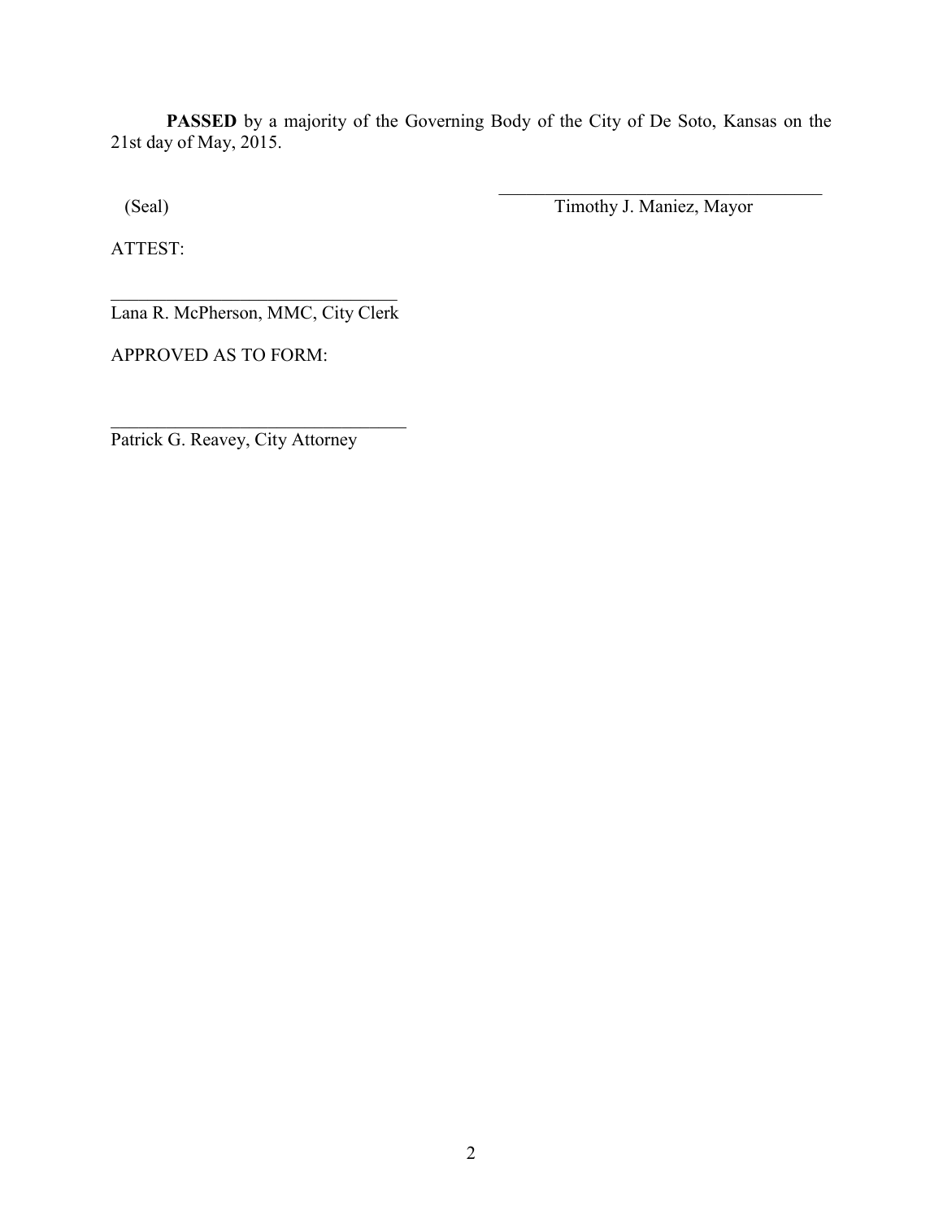**PASSED** by a majority of the Governing Body of the City of De Soto, Kansas on the 21st day of May, 2015.

(Seal)

\_\_\_\_\_\_\_\_\_\_\_\_\_\_\_\_\_\_\_\_\_\_\_\_\_\_\_\_\_\_\_\_\_\_\_\_

Timothy J. Maniez, Mayor

ATTEST:

\_\_\_\_\_\_\_\_\_\_\_\_\_\_\_\_\_\_\_\_\_\_\_\_\_\_\_\_\_\_\_\_

Lana R. McPherson, MMC, City Clerk

APPROVED AS TO FORM:

\_\_\_\_\_\_\_\_\_\_\_\_\_\_\_\_\_\_\_\_\_\_\_\_\_\_\_\_\_\_\_\_\_

Patrick G. Reavey, City Attorney